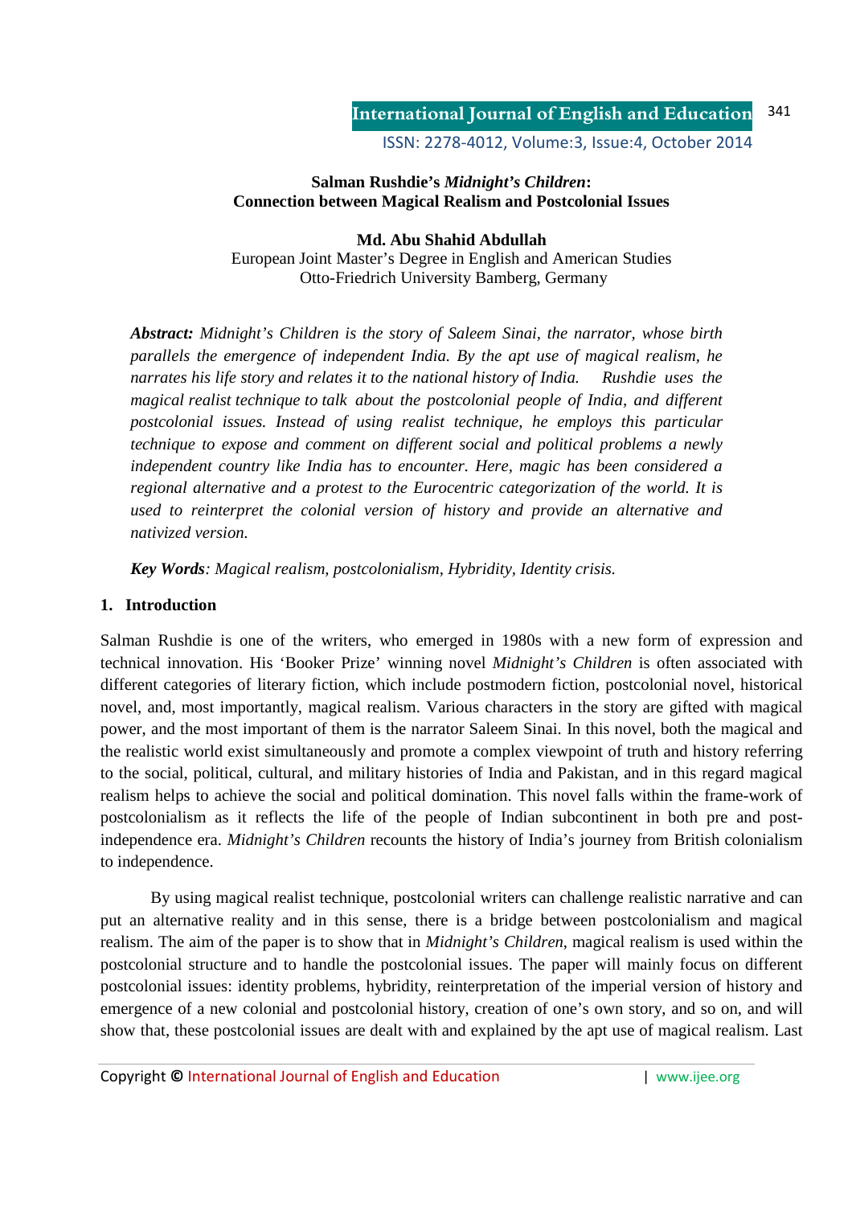# Salman Rushdie's *Midnight's Children*: Connection between Magical Realism and Postcolonial Issues

**Md. Abu Shahid Abdullah**
European Joint Master's Degree in English and American Studies
Otto-Friedrich University Bamberg, Germany

***Abstract:*** *Midnight's Children is the story of Saleem Sinai, the narrator, whose birth parallels the emergence of independent India. By the apt use of magical realism, he narrates his life story and relates it to the national history of India. Rushdie uses the magical realist technique to talk about the postcolonial people of India, and different postcolonial issues. Instead of using realist technique, he employs this particular technique to expose and comment on different social and political problems a newly independent country like India has to encounter. Here, magic has been considered a regional alternative and a protest to the Eurocentric categorization of the world. It is used to reinterpret the colonial version of history and provide an alternative and nativized version.*

***Key Words****: Magical realism, postcolonialism, Hybridity, Identity crisis.*

## 1. Introduction

Salman Rushdie is one of the writers, who emerged in 1980s with a new form of expression and technical innovation. His 'Booker Prize' winning novel *Midnight's Children* is often associated with different categories of literary fiction, which include postmodern fiction, postcolonial novel, historical novel, and, most importantly, magical realism. Various characters in the story are gifted with magical power, and the most important of them is the narrator Saleem Sinai. In this novel, both the magical and the realistic world exist simultaneously and promote a complex viewpoint of truth and history referring to the social, political, cultural, and military histories of India and Pakistan, and in this regard magical realism helps to achieve the social and political domination. This novel falls within the frame-work of postcolonialism as it reflects the life of the people of Indian subcontinent in both pre and post-independence era. *Midnight's Children* recounts the history of India's journey from British colonialism to independence.

By using magical realist technique, postcolonial writers can challenge realistic narrative and can put an alternative reality and in this sense, there is a bridge between postcolonialism and magical realism. The aim of the paper is to show that in *Midnight's Children*, magical realism is used within the postcolonial structure and to handle the postcolonial issues. The paper will mainly focus on different postcolonial issues: identity problems, hybridity, reinterpretation of the imperial version of history and emergence of a new colonial and postcolonial history, creation of one's own story, and so on, and will show that, these postcolonial issues are dealt with and explained by the apt use of magical realism. Last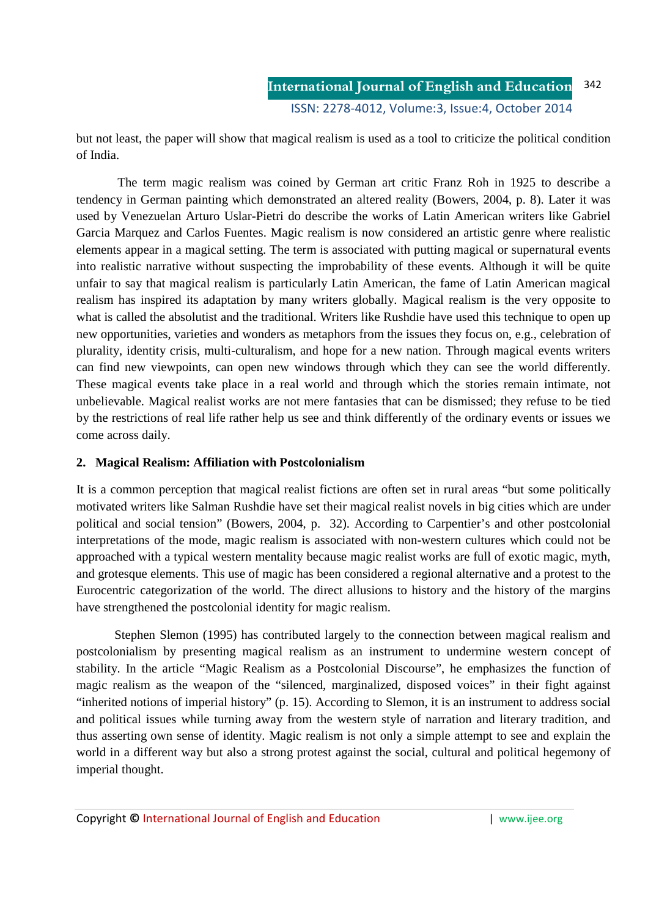but not least, the paper will show that magical realism is used as a tool to criticize the political condition of India.

The term magic realism was coined by German art critic Franz Roh in 1925 to describe a tendency in German painting which demonstrated an altered reality (Bowers, 2004, p. 8). Later it was used by Venezuelan Arturo Uslar-Pietri do describe the works of Latin American writers like Gabriel Garcia Marquez and Carlos Fuentes. Magic realism is now considered an artistic genre where realistic elements appear in a magical setting. The term is associated with putting magical or supernatural events into realistic narrative without suspecting the improbability of these events. Although it will be quite unfair to say that magical realism is particularly Latin American, the fame of Latin American magical realism has inspired its adaptation by many writers globally. Magical realism is the very opposite to what is called the absolutist and the traditional. Writers like Rushdie have used this technique to open up new opportunities, varieties and wonders as metaphors from the issues they focus on, e.g., celebration of plurality, identity crisis, multi-culturalism, and hope for a new nation. Through magical events writers can find new viewpoints, can open new windows through which they can see the world differently. These magical events take place in a real world and through which the stories remain intimate, not unbelievable. Magical realist works are not mere fantasies that can be dismissed; they refuse to be tied by the restrictions of real life rather help us see and think differently of the ordinary events or issues we come across daily.

## 2. Magical Realism: Affiliation with Postcolonialism

It is a common perception that magical realist fictions are often set in rural areas "but some politically motivated writers like Salman Rushdie have set their magical realist novels in big cities which are under political and social tension" (Bowers, 2004, p. 32). According to Carpentier's and other postcolonial interpretations of the mode, magic realism is associated with non-western cultures which could not be approached with a typical western mentality because magic realist works are full of exotic magic, myth, and grotesque elements. This use of magic has been considered a regional alternative and a protest to the Eurocentric categorization of the world. The direct allusions to history and the history of the margins have strengthened the postcolonial identity for magic realism.

Stephen Slemon (1995) has contributed largely to the connection between magical realism and postcolonialism by presenting magical realism as an instrument to undermine western concept of stability. In the article "Magic Realism as a Postcolonial Discourse", he emphasizes the function of magic realism as the weapon of the "silenced, marginalized, disposed voices" in their fight against "inherited notions of imperial history" (p. 15). According to Slemon, it is an instrument to address social and political issues while turning away from the western style of narration and literary tradition, and thus asserting own sense of identity. Magic realism is not only a simple attempt to see and explain the world in a different way but also a strong protest against the social, cultural and political hegemony of imperial thought.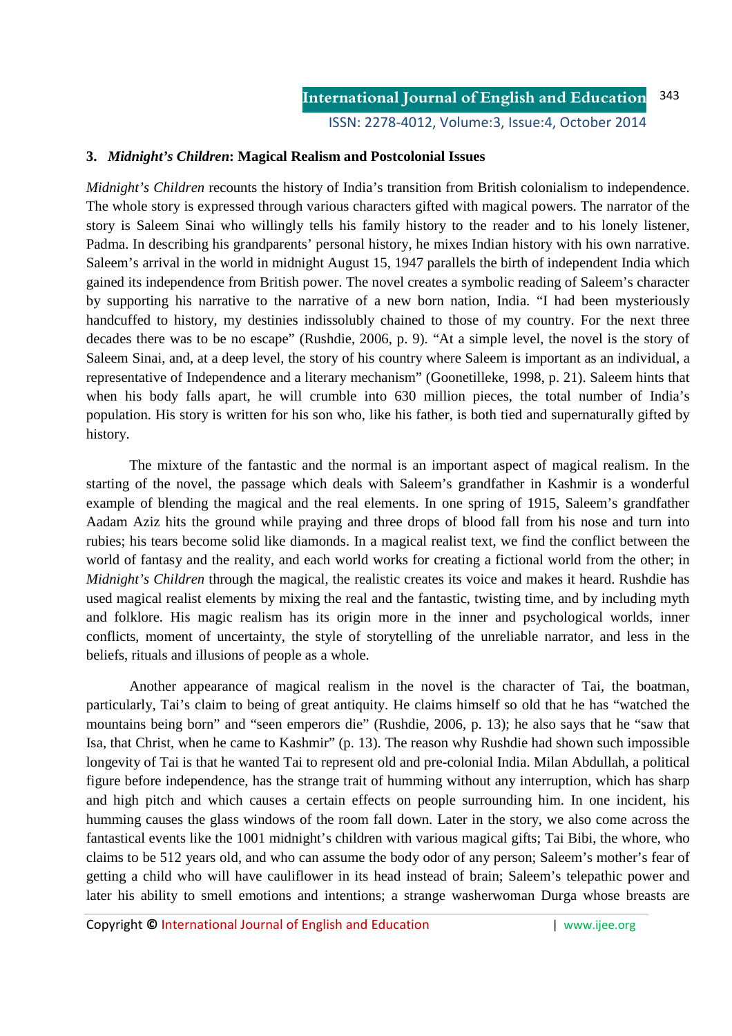### 3. *Midnight's Children*: Magical Realism and Postcolonial Issues

*Midnight's Children* recounts the history of India's transition from British colonialism to independence. The whole story is expressed through various characters gifted with magical powers. The narrator of the story is Saleem Sinai who willingly tells his family history to the reader and to his lonely listener, Padma. In describing his grandparents' personal history, he mixes Indian history with his own narrative. Saleem's arrival in the world in midnight August 15, 1947 parallels the birth of independent India which gained its independence from British power. The novel creates a symbolic reading of Saleem's character by supporting his narrative to the narrative of a new born nation, India. "I had been mysteriously handcuffed to history, my destinies indissolubly chained to those of my country. For the next three decades there was to be no escape" (Rushdie, 2006, p. 9). "At a simple level, the novel is the story of Saleem Sinai, and, at a deep level, the story of his country where Saleem is important as an individual, a representative of Independence and a literary mechanism" (Goonetilleke, 1998, p. 21). Saleem hints that when his body falls apart, he will crumble into 630 million pieces, the total number of India's population. His story is written for his son who, like his father, is both tied and supernaturally gifted by history.

The mixture of the fantastic and the normal is an important aspect of magical realism. In the starting of the novel, the passage which deals with Saleem's grandfather in Kashmir is a wonderful example of blending the magical and the real elements. In one spring of 1915, Saleem's grandfather Aadam Aziz hits the ground while praying and three drops of blood fall from his nose and turn into rubies; his tears become solid like diamonds. In a magical realist text, we find the conflict between the world of fantasy and the reality, and each world works for creating a fictional world from the other; in *Midnight's Children* through the magical, the realistic creates its voice and makes it heard. Rushdie has used magical realist elements by mixing the real and the fantastic, twisting time, and by including myth and folklore. His magic realism has its origin more in the inner and psychological worlds, inner conflicts, moment of uncertainty, the style of storytelling of the unreliable narrator, and less in the beliefs, rituals and illusions of people as a whole.

Another appearance of magical realism in the novel is the character of Tai, the boatman, particularly, Tai's claim to being of great antiquity. He claims himself so old that he has "watched the mountains being born" and "seen emperors die" (Rushdie, 2006, p. 13); he also says that he "saw that Isa, that Christ, when he came to Kashmir" (p. 13). The reason why Rushdie had shown such impossible longevity of Tai is that he wanted Tai to represent old and pre-colonial India. Milan Abdullah, a political figure before independence, has the strange trait of humming without any interruption, which has sharp and high pitch and which causes a certain effects on people surrounding him. In one incident, his humming causes the glass windows of the room fall down. Later in the story, we also come across the fantastical events like the 1001 midnight's children with various magical gifts; Tai Bibi, the whore, who claims to be 512 years old, and who can assume the body odor of any person; Saleem's mother's fear of getting a child who will have cauliflower in its head instead of brain; Saleem's telepathic power and later his ability to smell emotions and intentions; a strange washerwoman Durga whose breasts are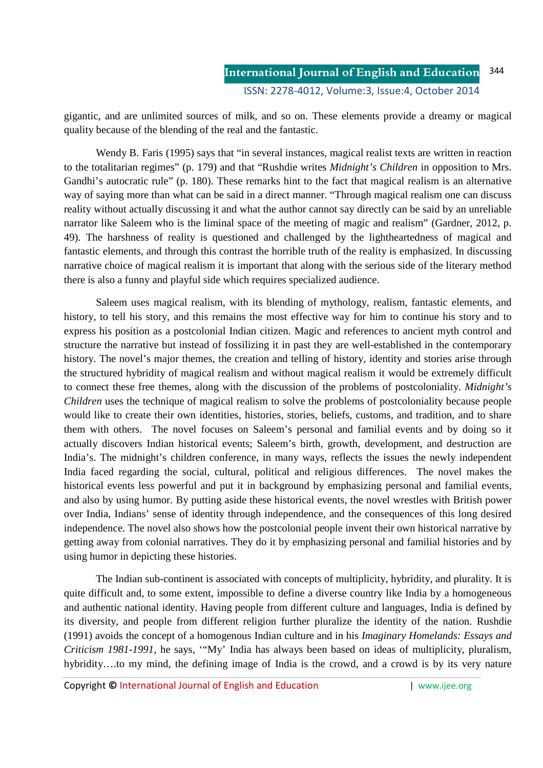gigantic, and are unlimited sources of milk, and so on. These elements provide a dreamy or magical quality because of the blending of the real and the fantastic.

Wendy B. Faris (1995) says that "in several instances, magical realist texts are written in reaction to the totalitarian regimes" (p. 179) and that "Rushdie writes *Midnight's Children* in opposition to Mrs. Gandhi's autocratic rule" (p. 180). These remarks hint to the fact that magical realism is an alternative way of saying more than what can be said in a direct manner. "Through magical realism one can discuss reality without actually discussing it and what the author cannot say directly can be said by an unreliable narrator like Saleem who is the liminal space of the meeting of magic and realism" (Gardner, 2012, p. 49). The harshness of reality is questioned and challenged by the lightheartedness of magical and fantastic elements, and through this contrast the horrible truth of the reality is emphasized. In discussing narrative choice of magical realism it is important that along with the serious side of the literary method there is also a funny and playful side which requires specialized audience.

Saleem uses magical realism, with its blending of mythology, realism, fantastic elements, and history, to tell his story, and this remains the most effective way for him to continue his story and to express his position as a postcolonial Indian citizen. Magic and references to ancient myth control and structure the narrative but instead of fossilizing it in past they are well-established in the contemporary history. The novel's major themes, the creation and telling of history, identity and stories arise through the structured hybridity of magical realism and without magical realism it would be extremely difficult to connect these free themes, along with the discussion of the problems of postcoloniality. *Midnight's Children* uses the technique of magical realism to solve the problems of postcoloniality because people would like to create their own identities, histories, stories, beliefs, customs, and tradition, and to share them with others. The novel focuses on Saleem's personal and familial events and by doing so it actually discovers Indian historical events; Saleem's birth, growth, development, and destruction are India's. The midnight's children conference, in many ways, reflects the issues the newly independent India faced regarding the social, cultural, political and religious differences. The novel makes the historical events less powerful and put it in background by emphasizing personal and familial events, and also by using humor. By putting aside these historical events, the novel wrestles with British power over India, Indians' sense of identity through independence, and the consequences of this long desired independence. The novel also shows how the postcolonial people invent their own historical narrative by getting away from colonial narratives. They do it by emphasizing personal and familial histories and by using humor in depicting these histories.

The Indian sub-continent is associated with concepts of multiplicity, hybridity, and plurality. It is quite difficult and, to some extent, impossible to define a diverse country like India by a homogeneous and authentic national identity. Having people from different culture and languages, India is defined by its diversity, and people from different religion further pluralize the identity of the nation. Rushdie (1991) avoids the concept of a homogenous Indian culture and in his *Imaginary Homelands: Essays and Criticism 1981-1991*, he says, '"My' India has always been based on ideas of multiplicity, pluralism, hybridity….to my mind, the defining image of India is the crowd, and a crowd is by its very nature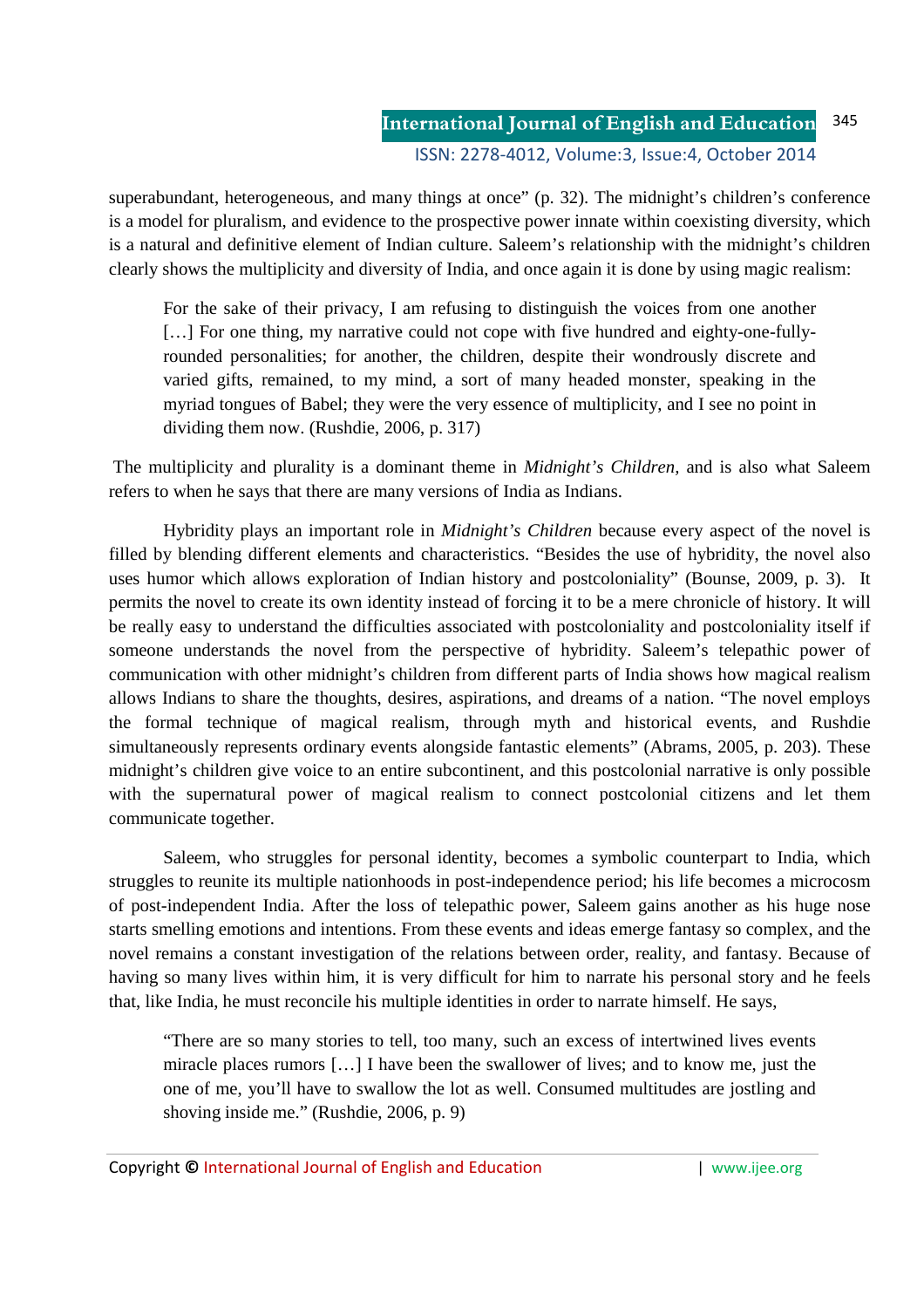superabundant, heterogeneous, and many things at once" (p. 32). The midnight's children's conference is a model for pluralism, and evidence to the prospective power innate within coexisting diversity, which is a natural and definitive element of Indian culture. Saleem's relationship with the midnight's children clearly shows the multiplicity and diversity of India, and once again it is done by using magic realism:

> For the sake of their privacy, I am refusing to distinguish the voices from one another [...] For one thing, my narrative could not cope with five hundred and eighty-one-fully-rounded personalities; for another, the children, despite their wondrously discrete and varied gifts, remained, to my mind, a sort of many headed monster, speaking in the myriad tongues of Babel; they were the very essence of multiplicity, and I see no point in dividing them now. (Rushdie, 2006, p. 317)

The multiplicity and plurality is a dominant theme in *Midnight's Children,* and is also what Saleem refers to when he says that there are many versions of India as Indians.

Hybridity plays an important role in *Midnight's Children* because every aspect of the novel is filled by blending different elements and characteristics. "Besides the use of hybridity, the novel also uses humor which allows exploration of Indian history and postcoloniality" (Bounse, 2009, p. 3). It permits the novel to create its own identity instead of forcing it to be a mere chronicle of history. It will be really easy to understand the difficulties associated with postcoloniality and postcoloniality itself if someone understands the novel from the perspective of hybridity. Saleem's telepathic power of communication with other midnight's children from different parts of India shows how magical realism allows Indians to share the thoughts, desires, aspirations, and dreams of a nation. "The novel employs the formal technique of magical realism, through myth and historical events, and Rushdie simultaneously represents ordinary events alongside fantastic elements" (Abrams, 2005, p. 203). These midnight's children give voice to an entire subcontinent, and this postcolonial narrative is only possible with the supernatural power of magical realism to connect postcolonial citizens and let them communicate together.

Saleem, who struggles for personal identity, becomes a symbolic counterpart to India, which struggles to reunite its multiple nationhoods in post-independence period; his life becomes a microcosm of post-independent India. After the loss of telepathic power, Saleem gains another as his huge nose starts smelling emotions and intentions. From these events and ideas emerge fantasy so complex, and the novel remains a constant investigation of the relations between order, reality, and fantasy. Because of having so many lives within him, it is very difficult for him to narrate his personal story and he feels that, like India, he must reconcile his multiple identities in order to narrate himself. He says,

> "There are so many stories to tell, too many, such an excess of intertwined lives events miracle places rumors [...] I have been the swallower of lives; and to know me, just the one of me, you'll have to swallow the lot as well. Consumed multitudes are jostling and shoving inside me." (Rushdie, 2006, p. 9)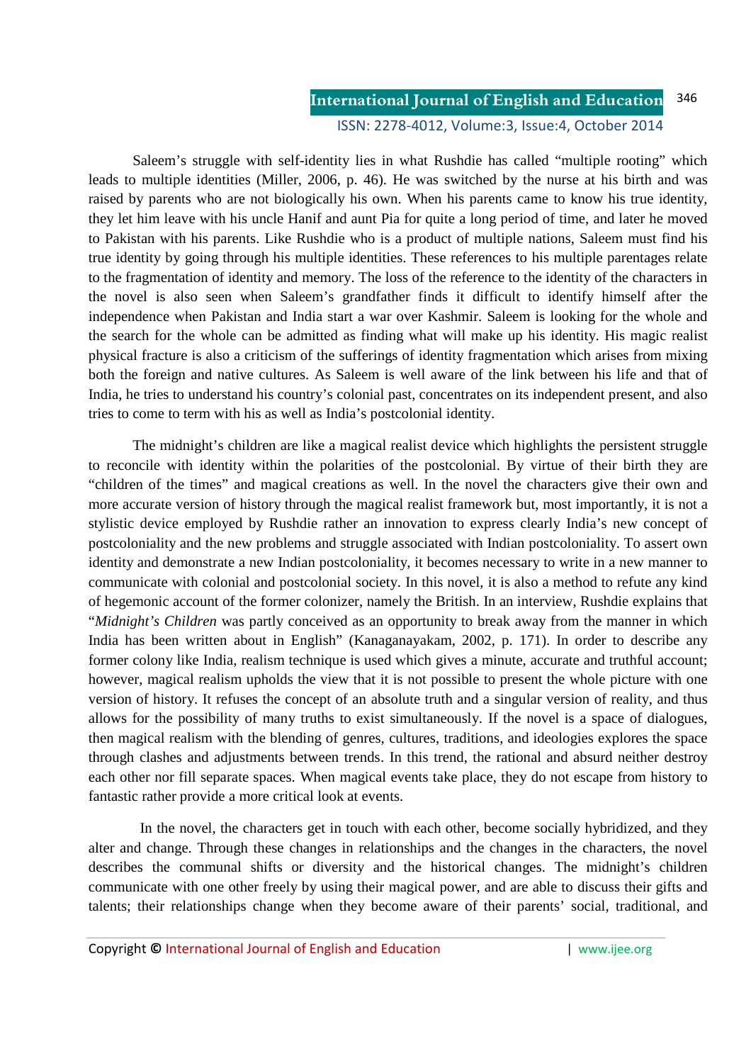Saleem's struggle with self-identity lies in what Rushdie has called "multiple rooting" which leads to multiple identities (Miller, 2006, p. 46). He was switched by the nurse at his birth and was raised by parents who are not biologically his own. When his parents came to know his true identity, they let him leave with his uncle Hanif and aunt Pia for quite a long period of time, and later he moved to Pakistan with his parents. Like Rushdie who is a product of multiple nations, Saleem must find his true identity by going through his multiple identities. These references to his multiple parentages relate to the fragmentation of identity and memory. The loss of the reference to the identity of the characters in the novel is also seen when Saleem's grandfather finds it difficult to identify himself after the independence when Pakistan and India start a war over Kashmir. Saleem is looking for the whole and the search for the whole can be admitted as finding what will make up his identity. His magic realist physical fracture is also a criticism of the sufferings of identity fragmentation which arises from mixing both the foreign and native cultures. As Saleem is well aware of the link between his life and that of India, he tries to understand his country's colonial past, concentrates on its independent present, and also tries to come to term with his as well as India's postcolonial identity.

The midnight's children are like a magical realist device which highlights the persistent struggle to reconcile with identity within the polarities of the postcolonial. By virtue of their birth they are "children of the times" and magical creations as well. In the novel the characters give their own and more accurate version of history through the magical realist framework but, most importantly, it is not a stylistic device employed by Rushdie rather an innovation to express clearly India's new concept of postcoloniality and the new problems and struggle associated with Indian postcoloniality. To assert own identity and demonstrate a new Indian postcoloniality, it becomes necessary to write in a new manner to communicate with colonial and postcolonial society. In this novel, it is also a method to refute any kind of hegemonic account of the former colonizer, namely the British. In an interview, Rushdie explains that "*Midnight's Children* was partly conceived as an opportunity to break away from the manner in which India has been written about in English" (Kanaganayakam, 2002, p. 171). In order to describe any former colony like India, realism technique is used which gives a minute, accurate and truthful account; however, magical realism upholds the view that it is not possible to present the whole picture with one version of history. It refuses the concept of an absolute truth and a singular version of reality, and thus allows for the possibility of many truths to exist simultaneously. If the novel is a space of dialogues, then magical realism with the blending of genres, cultures, traditions, and ideologies explores the space through clashes and adjustments between trends. In this trend, the rational and absurd neither destroy each other nor fill separate spaces. When magical events take place, they do not escape from history to fantastic rather provide a more critical look at events.

In the novel, the characters get in touch with each other, become socially hybridized, and they alter and change. Through these changes in relationships and the changes in the characters, the novel describes the communal shifts or diversity and the historical changes. The midnight's children communicate with one other freely by using their magical power, and are able to discuss their gifts and talents; their relationships change when they become aware of their parents' social, traditional, and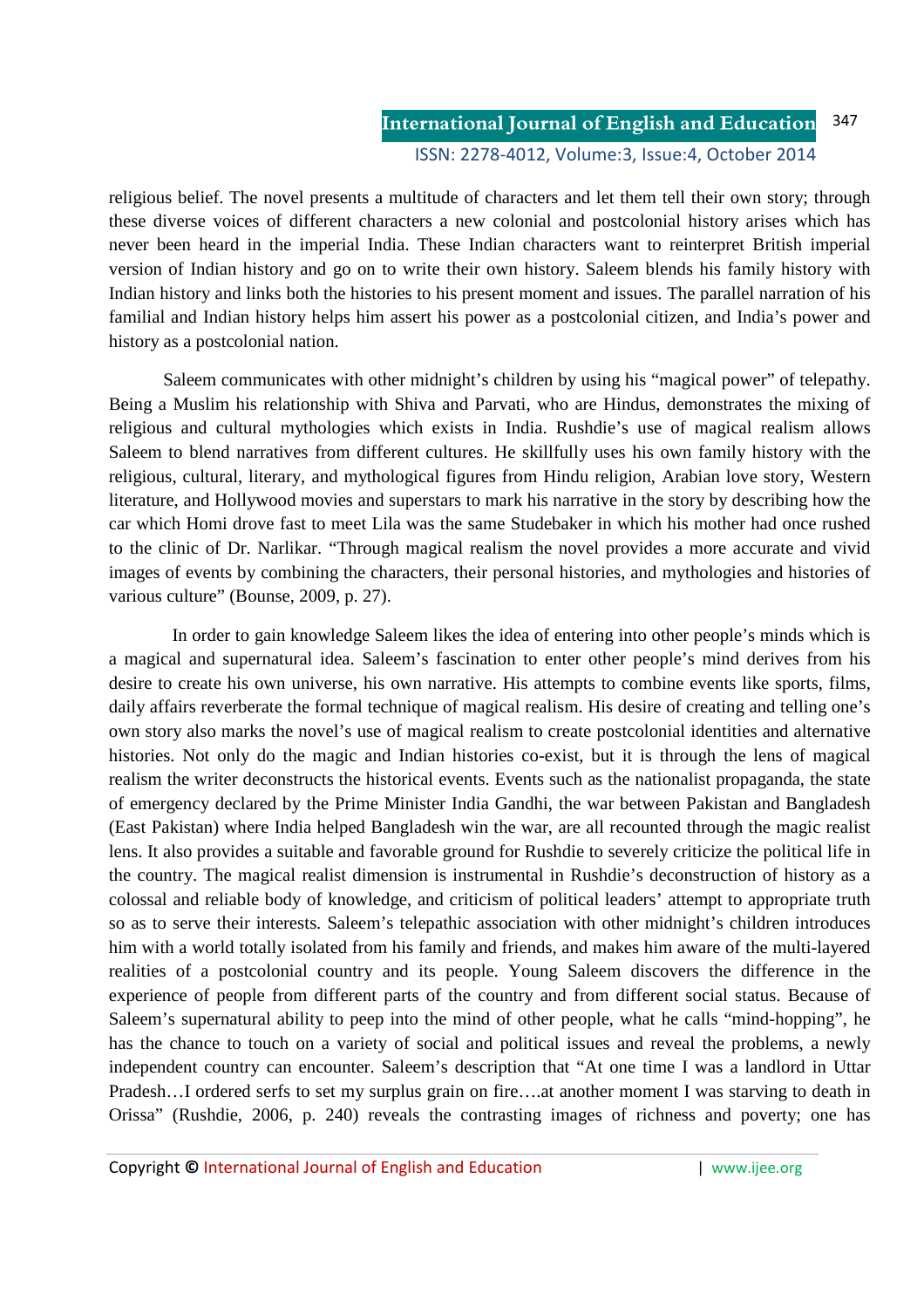religious belief. The novel presents a multitude of characters and let them tell their own story; through these diverse voices of different characters a new colonial and postcolonial history arises which has never been heard in the imperial India. These Indian characters want to reinterpret British imperial version of Indian history and go on to write their own history. Saleem blends his family history with Indian history and links both the histories to his present moment and issues. The parallel narration of his familial and Indian history helps him assert his power as a postcolonial citizen, and India's power and history as a postcolonial nation.

Saleem communicates with other midnight's children by using his "magical power" of telepathy. Being a Muslim his relationship with Shiva and Parvati, who are Hindus, demonstrates the mixing of religious and cultural mythologies which exists in India. Rushdie's use of magical realism allows Saleem to blend narratives from different cultures. He skillfully uses his own family history with the religious, cultural, literary, and mythological figures from Hindu religion, Arabian love story, Western literature, and Hollywood movies and superstars to mark his narrative in the story by describing how the car which Homi drove fast to meet Lila was the same Studebaker in which his mother had once rushed to the clinic of Dr. Narlikar. "Through magical realism the novel provides a more accurate and vivid images of events by combining the characters, their personal histories, and mythologies and histories of various culture" (Bounse, 2009, p. 27).

In order to gain knowledge Saleem likes the idea of entering into other people's minds which is a magical and supernatural idea. Saleem's fascination to enter other people's mind derives from his desire to create his own universe, his own narrative. His attempts to combine events like sports, films, daily affairs reverberate the formal technique of magical realism. His desire of creating and telling one's own story also marks the novel's use of magical realism to create postcolonial identities and alternative histories. Not only do the magic and Indian histories co-exist, but it is through the lens of magical realism the writer deconstructs the historical events. Events such as the nationalist propaganda, the state of emergency declared by the Prime Minister India Gandhi, the war between Pakistan and Bangladesh (East Pakistan) where India helped Bangladesh win the war, are all recounted through the magic realist lens. It also provides a suitable and favorable ground for Rushdie to severely criticize the political life in the country. The magical realist dimension is instrumental in Rushdie's deconstruction of history as a colossal and reliable body of knowledge, and criticism of political leaders' attempt to appropriate truth so as to serve their interests. Saleem's telepathic association with other midnight's children introduces him with a world totally isolated from his family and friends, and makes him aware of the multi-layered realities of a postcolonial country and its people. Young Saleem discovers the difference in the experience of people from different parts of the country and from different social status. Because of Saleem's supernatural ability to peep into the mind of other people, what he calls "mind-hopping", he has the chance to touch on a variety of social and political issues and reveal the problems, a newly independent country can encounter. Saleem's description that "At one time I was a landlord in Uttar Pradesh…I ordered serfs to set my surplus grain on fire….at another moment I was starving to death in Orissa" (Rushdie, 2006, p. 240) reveals the contrasting images of richness and poverty; one has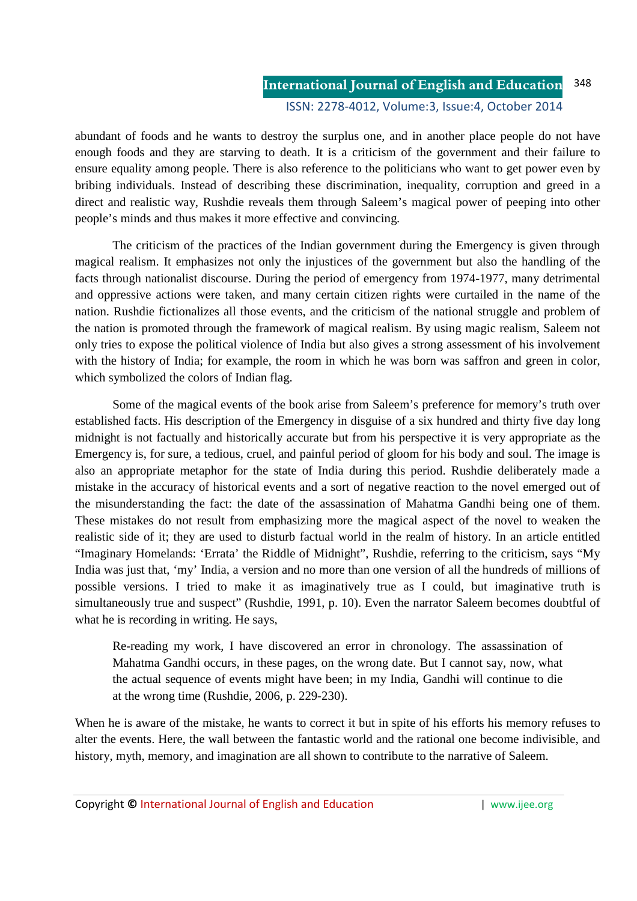abundant of foods and he wants to destroy the surplus one, and in another place people do not have enough foods and they are starving to death. It is a criticism of the government and their failure to ensure equality among people. There is also reference to the politicians who want to get power even by bribing individuals. Instead of describing these discrimination, inequality, corruption and greed in a direct and realistic way, Rushdie reveals them through Saleem's magical power of peeping into other people's minds and thus makes it more effective and convincing.

The criticism of the practices of the Indian government during the Emergency is given through magical realism. It emphasizes not only the injustices of the government but also the handling of the facts through nationalist discourse. During the period of emergency from 1974-1977, many detrimental and oppressive actions were taken, and many certain citizen rights were curtailed in the name of the nation. Rushdie fictionalizes all those events, and the criticism of the national struggle and problem of the nation is promoted through the framework of magical realism. By using magic realism, Saleem not only tries to expose the political violence of India but also gives a strong assessment of his involvement with the history of India; for example, the room in which he was born was saffron and green in color, which symbolized the colors of Indian flag.

Some of the magical events of the book arise from Saleem's preference for memory's truth over established facts. His description of the Emergency in disguise of a six hundred and thirty five day long midnight is not factually and historically accurate but from his perspective it is very appropriate as the Emergency is, for sure, a tedious, cruel, and painful period of gloom for his body and soul. The image is also an appropriate metaphor for the state of India during this period. Rushdie deliberately made a mistake in the accuracy of historical events and a sort of negative reaction to the novel emerged out of the misunderstanding the fact: the date of the assassination of Mahatma Gandhi being one of them. These mistakes do not result from emphasizing more the magical aspect of the novel to weaken the realistic side of it; they are used to disturb factual world in the realm of history. In an article entitled "Imaginary Homelands: 'Errata' the Riddle of Midnight", Rushdie, referring to the criticism, says "My India was just that, 'my' India, a version and no more than one version of all the hundreds of millions of possible versions. I tried to make it as imaginatively true as I could, but imaginative truth is simultaneously true and suspect" (Rushdie, 1991, p. 10). Even the narrator Saleem becomes doubtful of what he is recording in writing. He says,

> Re-reading my work, I have discovered an error in chronology. The assassination of Mahatma Gandhi occurs, in these pages, on the wrong date. But I cannot say, now, what the actual sequence of events might have been; in my India, Gandhi will continue to die at the wrong time (Rushdie, 2006, p. 229-230).

When he is aware of the mistake, he wants to correct it but in spite of his efforts his memory refuses to alter the events. Here, the wall between the fantastic world and the rational one become indivisible, and history, myth, memory, and imagination are all shown to contribute to the narrative of Saleem.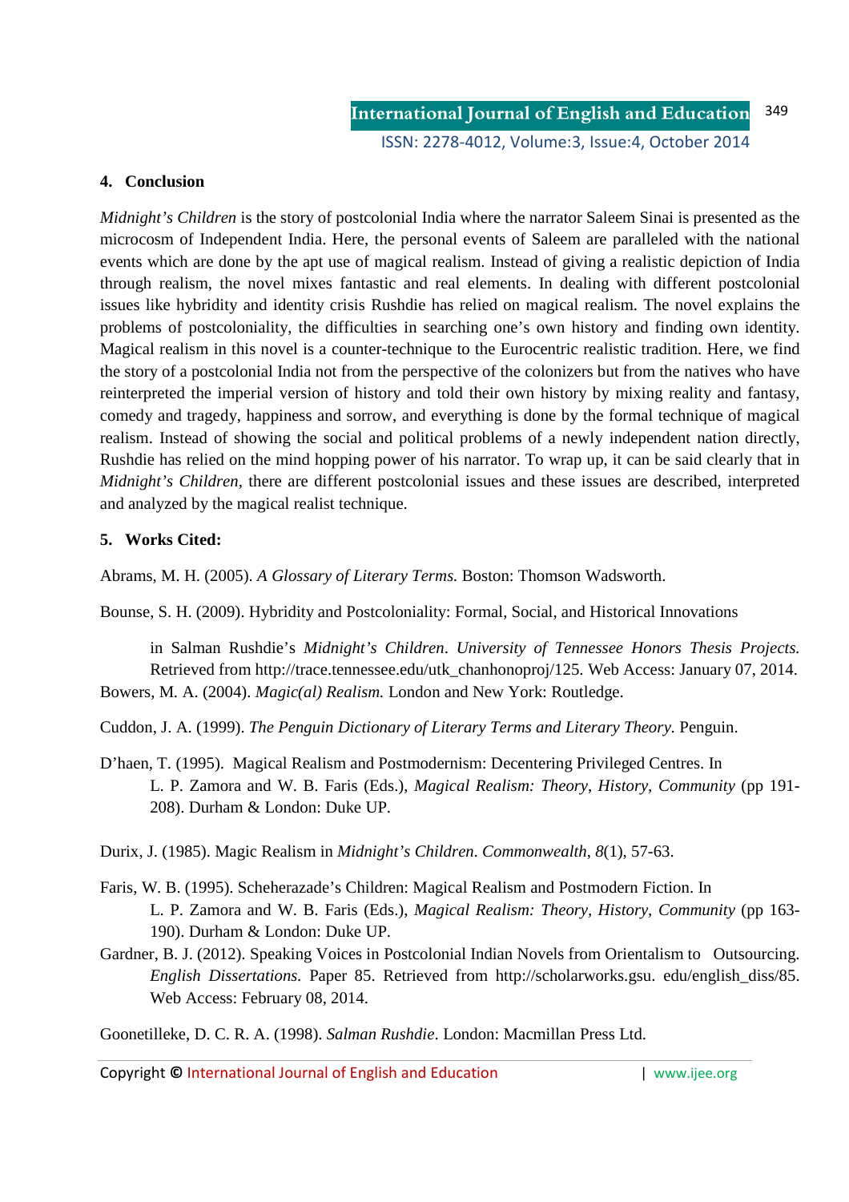## 4. Conclusion

*Midnight's Children* is the story of postcolonial India where the narrator Saleem Sinai is presented as the microcosm of Independent India. Here, the personal events of Saleem are paralleled with the national events which are done by the apt use of magical realism. Instead of giving a realistic depiction of India through realism, the novel mixes fantastic and real elements. In dealing with different postcolonial issues like hybridity and identity crisis Rushdie has relied on magical realism. The novel explains the problems of postcoloniality, the difficulties in searching one's own history and finding own identity. Magical realism in this novel is a counter-technique to the Eurocentric realistic tradition. Here, we find the story of a postcolonial India not from the perspective of the colonizers but from the natives who have reinterpreted the imperial version of history and told their own history by mixing reality and fantasy, comedy and tragedy, happiness and sorrow, and everything is done by the formal technique of magical realism. Instead of showing the social and political problems of a newly independent nation directly, Rushdie has relied on the mind hopping power of his narrator. To wrap up, it can be said clearly that in *Midnight's Children*, there are different postcolonial issues and these issues are described, interpreted and analyzed by the magical realist technique.

## 5. Works Cited:

Abrams, M. H. (2005). *A Glossary of Literary Terms.* Boston: Thomson Wadsworth.

Bounse, S. H. (2009). Hybridity and Postcoloniality: Formal, Social, and Historical Innovations in Salman Rushdie's *Midnight's Children*. *University of Tennessee Honors Thesis Projects.* Retrieved from http://trace.tennessee.edu/utk_chanhonoproj/125. Web Access: January 07, 2014.

Bowers, M. A. (2004). *Magic(al) Realism.* London and New York: Routledge.

Cuddon, J. A. (1999). *The Penguin Dictionary of Literary Terms and Literary Theory.* Penguin.

D'haen, T. (1995). Magical Realism and Postmodernism: Decentering Privileged Centres. In L. P. Zamora and W. B. Faris (Eds.), *Magical Realism: Theory, History, Community* (pp 191-208). Durham & London: Duke UP.

Durix, J. (1985). Magic Realism in *Midnight's Children*. *Commonwealth*, *8*(1), 57-63.

Faris, W. B. (1995). Scheherazade's Children: Magical Realism and Postmodern Fiction. In L. P. Zamora and W. B. Faris (Eds.), *Magical Realism: Theory, History, Community* (pp 163-190). Durham & London: Duke UP.

Gardner, B. J. (2012). Speaking Voices in Postcolonial Indian Novels from Orientalism to Outsourcing. *English Dissertations.* Paper 85. Retrieved from http://scholarworks.gsu. edu/english_diss/85. Web Access: February 08, 2014.

Goonetilleke, D. C. R. A. (1998). *Salman Rushdie*. London: Macmillan Press Ltd.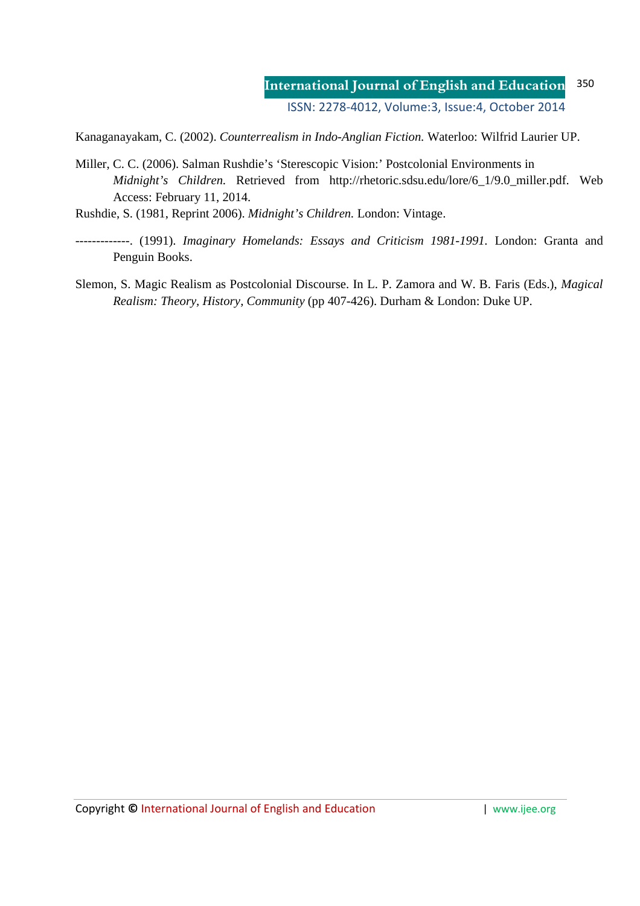Kanaganayakam, C. (2002). *Counterrealism in Indo-Anglian Fiction.* Waterloo: Wilfrid Laurier UP.

Miller, C. C. (2006). Salman Rushdie's 'Sterescopic Vision:' Postcolonial Environments in *Midnight's Children.* Retrieved from http://rhetoric.sdsu.edu/lore/6_1/9.0_miller.pdf. Web Access: February 11, 2014.

Rushdie, S. (1981, Reprint 2006). *Midnight's Children.* London: Vintage.

-------------. (1991). *Imaginary Homelands: Essays and Criticism 1981-1991.* London: Granta and Penguin Books.

Slemon, S. Magic Realism as Postcolonial Discourse. In L. P. Zamora and W. B. Faris (Eds.), *Magical Realism: Theory, History, Community* (pp 407-426). Durham & London: Duke UP.